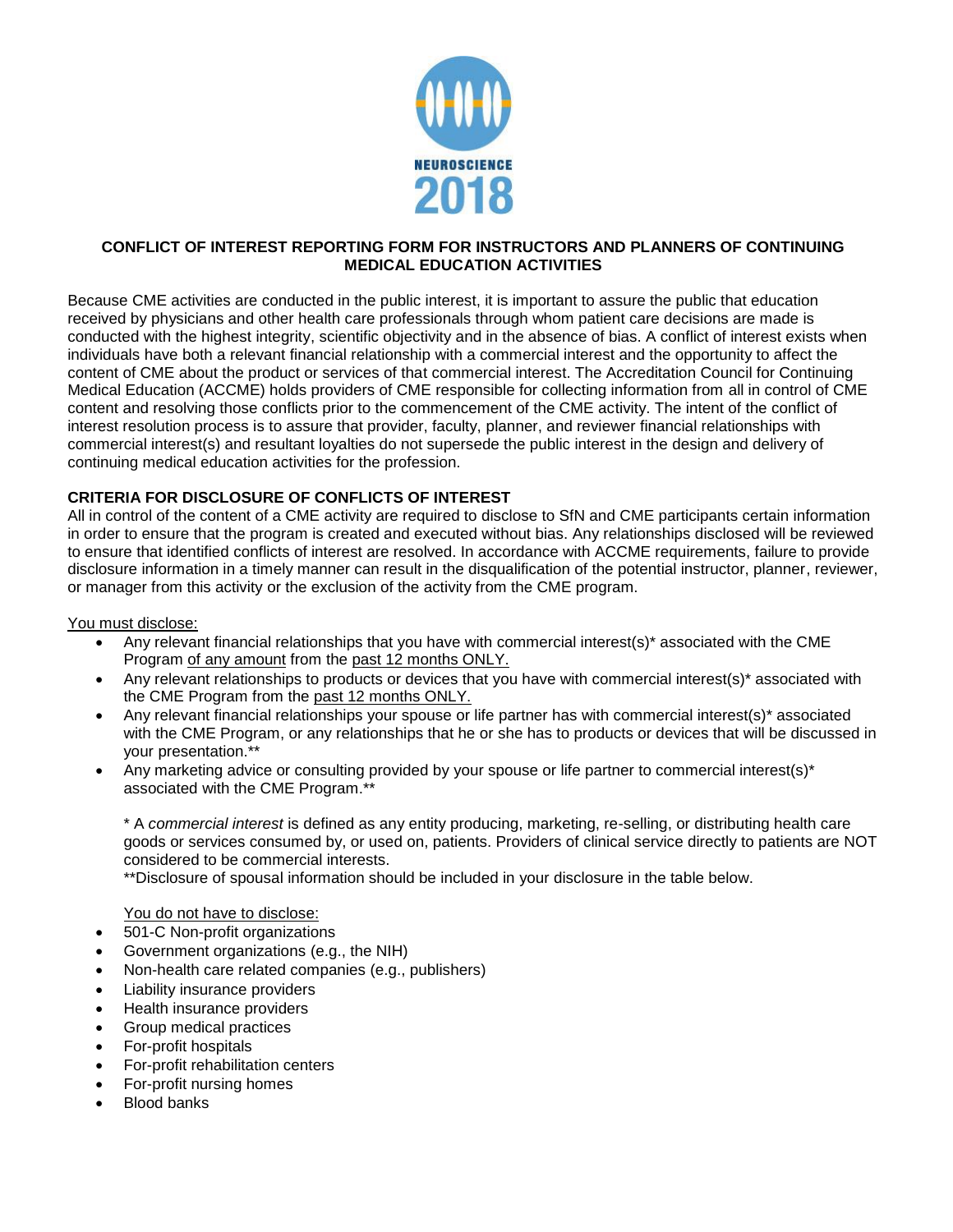NEUROSCIENCE 2018

## CONFLICT OF INTEREST REPORTING FORM FOR INSTRUCTORS AND PLANNERS OF CONTINUING MEDICAL EDUCATION ACTIVITIES

Because CME activities are conducted in the public interest, it is important to assure the public that education received by physicians and other health care professionals through whom patient care decisions are made is conducted with the highest integrity, scientific objectivity and in the absence of bias. A conflict of interest exists when individuals have both a relevant financial relationship with a commercial interest and the opportunity to affect the content of CME about the product or services of that commercial interest. The Accreditation Council for Continuing Medical Education (ACCME) holds providers of CME responsible for collecting information from all in control of CME content and resolving those conflicts prior to the commencement of the CME activity. The intent of the conflict of interest resolution process is to assure that provider, faculty, planner, and reviewer financial relationships with commercial interest(s) and resultant loyalties do not supersede the public interest in the design and delivery of continuing medical education activities for the profession.

**CRITERIA FOR DISCLOSURE OF CONFLICTS OF INTEREST**

All in control of the content of a CME activity are required to disclose to SfN and CME participants certain information in order to ensure that the program is created and executed without bias. Any relationships disclosed will be reviewed to ensure that identified conflicts of interest are resolved. In accordance with ACCME requirements, failure to provide disclosure information in a timely manner can result in the disqualification of the potential instructor, planner, reviewer, or manager from this activity or the exclusion of the activity from the CME program.

<u>You must disclose:</u>

- Any relevant financial relationships that you have with commercial interest(s)* associated with the CME Program <u>of any amount</u> from the <u>past 12 months ONLY.</u>
- Any relevant relationships to products or devices that you have with commercial interest(s)* associated with the CME Program from the <u>past 12 months ONLY.</u>
- Any relevant financial relationships your spouse or life partner has with commercial interest(s)* associated with the CME Program, or any relationships that he or she has to products or devices that will be discussed in your presentation.**
- Any marketing advice or consulting provided by your spouse or life partner to commercial interest(s)* associated with the CME Program.**

  * A *commercial interest* is defined as any entity producing, marketing, re-selling, or distributing health care goods or services consumed by, or used on, patients. Providers of clinical service directly to patients are NOT considered to be commercial interests.
  **Disclosure of spousal information should be included in your disclosure in the table below.

  <u>You do not have to disclose:</u>

- 501-C Non-profit organizations
- Government organizations (e.g., the NIH)
- Non-health care related companies (e.g., publishers)
- Liability insurance providers
- Health insurance providers
- Group medical practices
- For-profit hospitals
- For-profit rehabilitation centers
- For-profit nursing homes
- Blood banks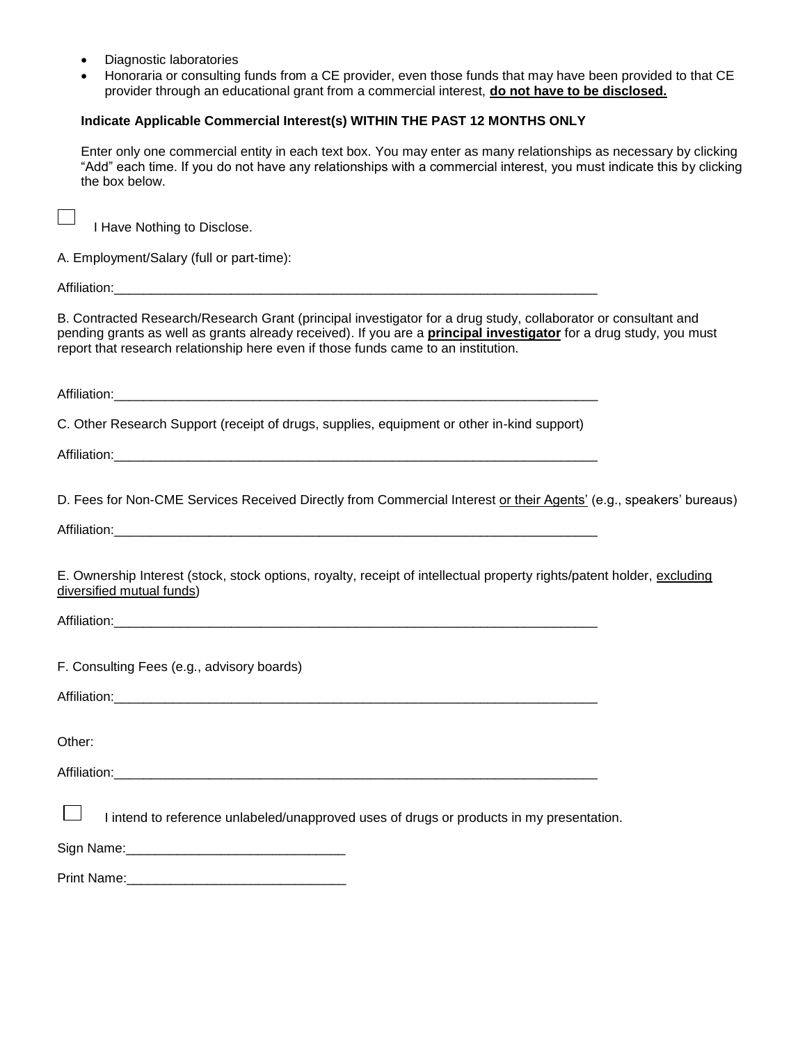- Diagnostic laboratories
- Honoraria or consulting funds from a CE provider, even those funds that may have been provided to that CE provider through an educational grant from a commercial interest, **do not have to be disclosed.**

**Indicate Applicable Commercial Interest(s) WITHIN THE PAST 12 MONTHS ONLY**

Enter only one commercial entity in each text box. You may enter as many relationships as necessary by clicking "Add" each time. If you do not have any relationships with a commercial interest, you must indicate this by clicking the box below.

☐ I Have Nothing to Disclose.

A. Employment/Salary (full or part-time):

Affiliation:______________________________________________________________________

B. Contracted Research/Research Grant (principal investigator for a drug study, collaborator or consultant and pending grants as well as grants already received). If you are a **principal investigator** for a drug study, you must report that research relationship here even if those funds came to an institution.

Affiliation:______________________________________________________________________

C. Other Research Support (receipt of drugs, supplies, equipment or other in-kind support)

Affiliation:______________________________________________________________________

D. Fees for Non-CME Services Received Directly from Commercial Interest or their Agents' (e.g., speakers' bureaus)

Affiliation:______________________________________________________________________

E. Ownership Interest (stock, stock options, royalty, receipt of intellectual property rights/patent holder, excluding diversified mutual funds)

Affiliation:______________________________________________________________________

F. Consulting Fees (e.g., advisory boards)

Affiliation:______________________________________________________________________

Other:

Affiliation:______________________________________________________________________

☐ I intend to reference unlabeled/unapproved uses of drugs or products in my presentation.

Sign Name:______________________________

Print Name:______________________________